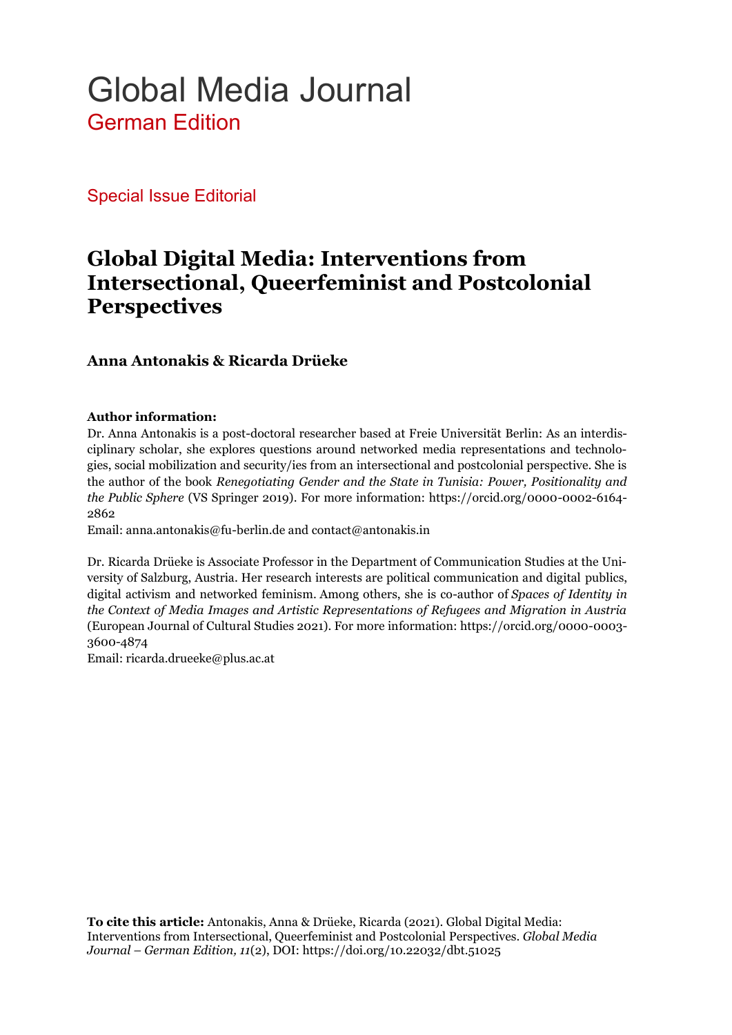# Global Media Journal

## German Edition

### Special Issue Editorial

# Global Digital Media: Interventions from Intersectional, Queerfeminist and Postcolonial Perspectives

**Anna Antonakis & Ricarda Drüeke**

**Author information:**

Dr. Anna Antonakis is a post-doctoral researcher based at Freie Universität Berlin: As an interdisciplinary scholar, she explores questions around networked media representations and technologies, social mobilization and security/ies from an intersectional and postcolonial perspective. She is the author of the book *Renegotiating Gender and the State in Tunisia: Power, Positionality and the Public Sphere* (VS Springer 2019). For more information: https://orcid.org/0000-0002-6164-2862

Email: anna.antonakis@fu-berlin.de and contact@antonakis.in

Dr. Ricarda Drüeke is Associate Professor in the Department of Communication Studies at the University of Salzburg, Austria. Her research interests are political communication and digital publics, digital activism and networked feminism. Among others, she is co-author of *Spaces of Identity in the Context of Media Images and Artistic Representations of Refugees and Migration in Austria* (European Journal of Cultural Studies 2021). For more information: https://orcid.org/0000-0003-3600-4874

Email: ricarda.drueeke@plus.ac.at

**To cite this article:** Antonakis, Anna & Drüeke, Ricarda (2021). Global Digital Media: Interventions from Intersectional, Queerfeminist and Postcolonial Perspectives. *Global Media Journal – German Edition, 11*(2), DOI: https://doi.org/10.22032/dbt.51025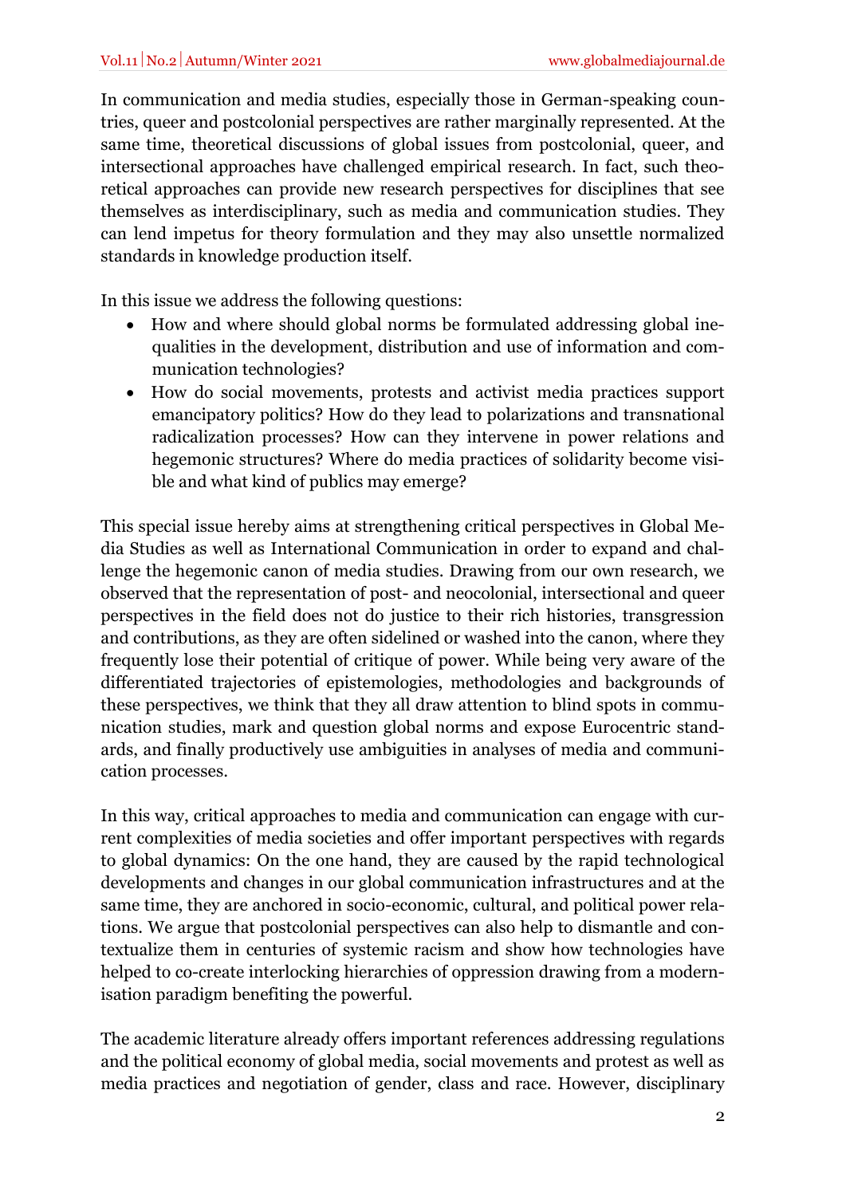In communication and media studies, especially those in German-speaking countries, queer and postcolonial perspectives are rather marginally represented. At the same time, theoretical discussions of global issues from postcolonial, queer, and intersectional approaches have challenged empirical research. In fact, such theoretical approaches can provide new research perspectives for disciplines that see themselves as interdisciplinary, such as media and communication studies. They can lend impetus for theory formulation and they may also unsettle normalized standards in knowledge production itself.

In this issue we address the following questions:

- How and where should global norms be formulated addressing global inequalities in the development, distribution and use of information and communication technologies?
- How do social movements, protests and activist media practices support emancipatory politics? How do they lead to polarizations and transnational radicalization processes? How can they intervene in power relations and hegemonic structures? Where do media practices of solidarity become visible and what kind of publics may emerge?

This special issue hereby aims at strengthening critical perspectives in Global Media Studies as well as International Communication in order to expand and challenge the hegemonic canon of media studies. Drawing from our own research, we observed that the representation of post- and neocolonial, intersectional and queer perspectives in the field does not do justice to their rich histories, transgression and contributions, as they are often sidelined or washed into the canon, where they frequently lose their potential of critique of power. While being very aware of the differentiated trajectories of epistemologies, methodologies and backgrounds of these perspectives, we think that they all draw attention to blind spots in communication studies, mark and question global norms and expose Eurocentric standards, and finally productively use ambiguities in analyses of media and communication processes.

In this way, critical approaches to media and communication can engage with current complexities of media societies and offer important perspectives with regards to global dynamics: On the one hand, they are caused by the rapid technological developments and changes in our global communication infrastructures and at the same time, they are anchored in socio-economic, cultural, and political power relations. We argue that postcolonial perspectives can also help to dismantle and contextualize them in centuries of systemic racism and show how technologies have helped to co-create interlocking hierarchies of oppression drawing from a modernisation paradigm benefiting the powerful.

The academic literature already offers important references addressing regulations and the political economy of global media, social movements and protest as well as media practices and negotiation of gender, class and race. However, disciplinary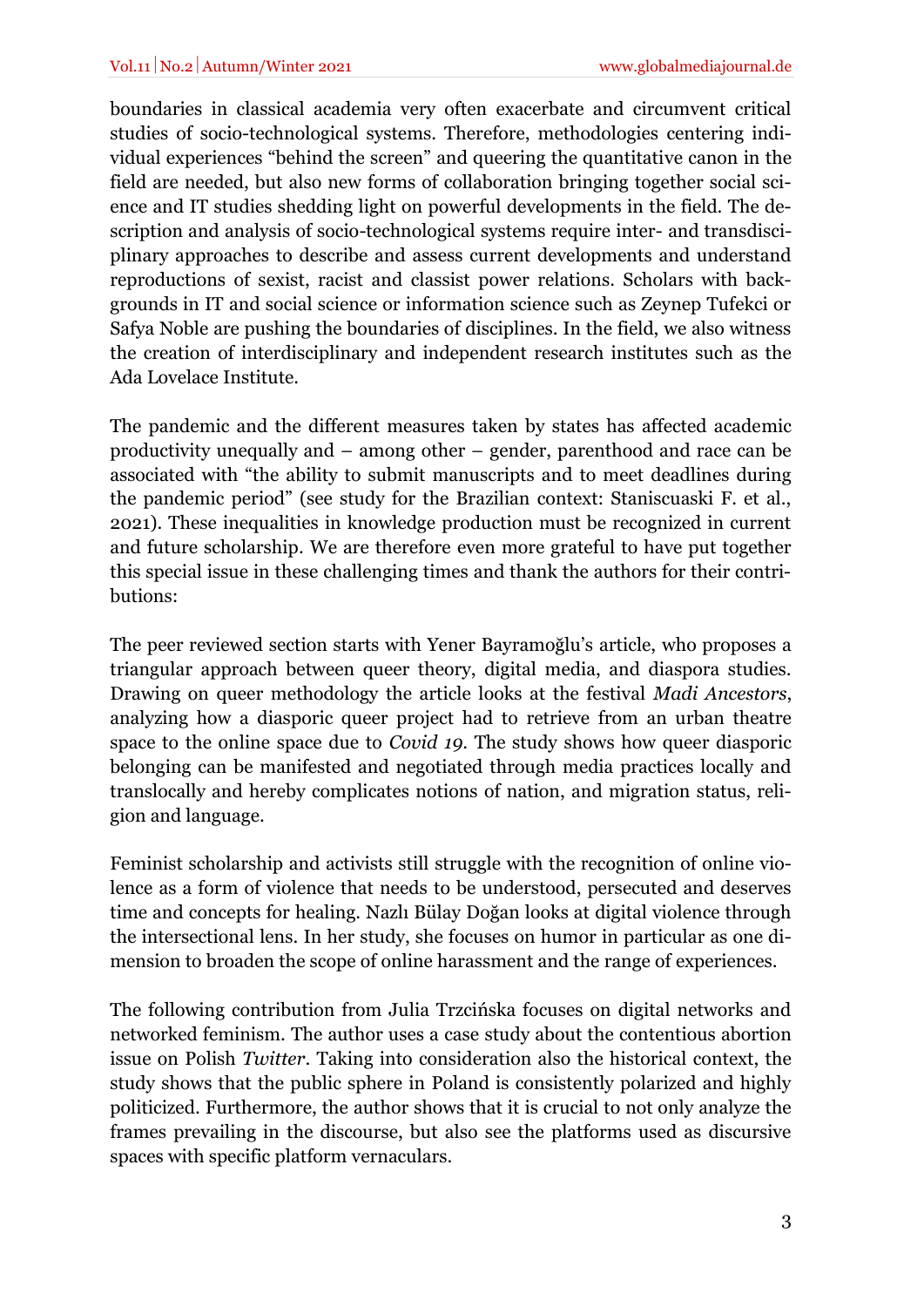boundaries in classical academia very often exacerbate and circumvent critical studies of socio-technological systems. Therefore, methodologies centering individual experiences "behind the screen" and queering the quantitative canon in the field are needed, but also new forms of collaboration bringing together social science and IT studies shedding light on powerful developments in the field. The description and analysis of socio-technological systems require inter- and transdisciplinary approaches to describe and assess current developments and understand reproductions of sexist, racist and classist power relations. Scholars with backgrounds in IT and social science or information science such as Zeynep Tufekci or Safya Noble are pushing the boundaries of disciplines. In the field, we also witness the creation of interdisciplinary and independent research institutes such as the Ada Lovelace Institute.

The pandemic and the different measures taken by states has affected academic productivity unequally and – among other – gender, parenthood and race can be associated with "the ability to submit manuscripts and to meet deadlines during the pandemic period" (see study for the Brazilian context: Staniscuaski F. et al., 2021). These inequalities in knowledge production must be recognized in current and future scholarship. We are therefore even more grateful to have put together this special issue in these challenging times and thank the authors for their contributions:

The peer reviewed section starts with Yener Bayramoğlu's article, who proposes a triangular approach between queer theory, digital media, and diaspora studies. Drawing on queer methodology the article looks at the festival *Madi Ancestors*, analyzing how a diasporic queer project had to retrieve from an urban theatre space to the online space due to *Covid 19*. The study shows how queer diasporic belonging can be manifested and negotiated through media practices locally and translocally and hereby complicates notions of nation, and migration status, religion and language.

Feminist scholarship and activists still struggle with the recognition of online violence as a form of violence that needs to be understood, persecuted and deserves time and concepts for healing. Nazlı Bülay Doğan looks at digital violence through the intersectional lens. In her study, she focuses on humor in particular as one dimension to broaden the scope of online harassment and the range of experiences.

The following contribution from Julia Trzcińska focuses on digital networks and networked feminism. The author uses a case study about the contentious abortion issue on Polish *Twitter*. Taking into consideration also the historical context, the study shows that the public sphere in Poland is consistently polarized and highly politicized. Furthermore, the author shows that it is crucial to not only analyze the frames prevailing in the discourse, but also see the platforms used as discursive spaces with specific platform vernaculars.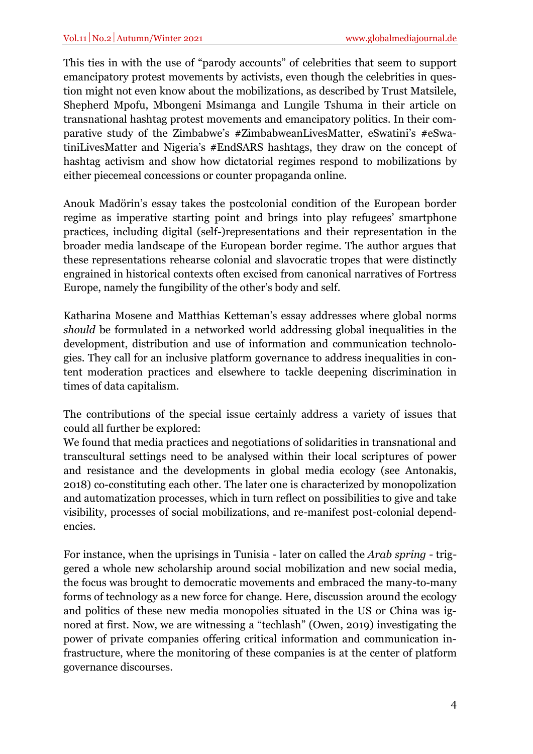This ties in with the use of “parody accounts” of celebrities that seem to support emancipatory protest movements by activists, even though the celebrities in question might not even know about the mobilizations, as described by Trust Matsilele, Shepherd Mpofu, Mbongeni Msimanga and Lungile Tshuma in their article on transnational hashtag protest movements and emancipatory politics. In their comparative study of the Zimbabwe’s #ZimbabweanLivesMatter, eSwatini’s #eSwatiniLivesMatter and Nigeria’s #EndSARS hashtags, they draw on the concept of hashtag activism and show how dictatorial regimes respond to mobilizations by either piecemeal concessions or counter propaganda online.

Anouk Madörin’s essay takes the postcolonial condition of the European border regime as imperative starting point and brings into play refugees’ smartphone practices, including digital (self-)representations and their representation in the broader media landscape of the European border regime. The author argues that these representations rehearse colonial and slavocratic tropes that were distinctly engrained in historical contexts often excised from canonical narratives of Fortress Europe, namely the fungibility of the other’s body and self.

Katharina Mosene and Matthias Ketteman’s essay addresses where global norms *should* be formulated in a networked world addressing global inequalities in the development, distribution and use of information and communication technologies. They call for an inclusive platform governance to address inequalities in content moderation practices and elsewhere to tackle deepening discrimination in times of data capitalism.

The contributions of the special issue certainly address a variety of issues that could all further be explored:
We found that media practices and negotiations of solidarities in transnational and transcultural settings need to be analysed within their local scriptures of power and resistance and the developments in global media ecology (see Antonakis, 2018) co-constituting each other. The later one is characterized by monopolization and automatization processes, which in turn reflect on possibilities to give and take visibility, processes of social mobilizations, and re-manifest post-colonial dependencies.

For instance, when the uprisings in Tunisia - later on called the *Arab spring* - triggered a whole new scholarship around social mobilization and new social media, the focus was brought to democratic movements and embraced the many-to-many forms of technology as a new force for change. Here, discussion around the ecology and politics of these new media monopolies situated in the US or China was ignored at first. Now, we are witnessing a “techlash” (Owen, 2019) investigating the power of private companies offering critical information and communication infrastructure, where the monitoring of these companies is at the center of platform governance discourses.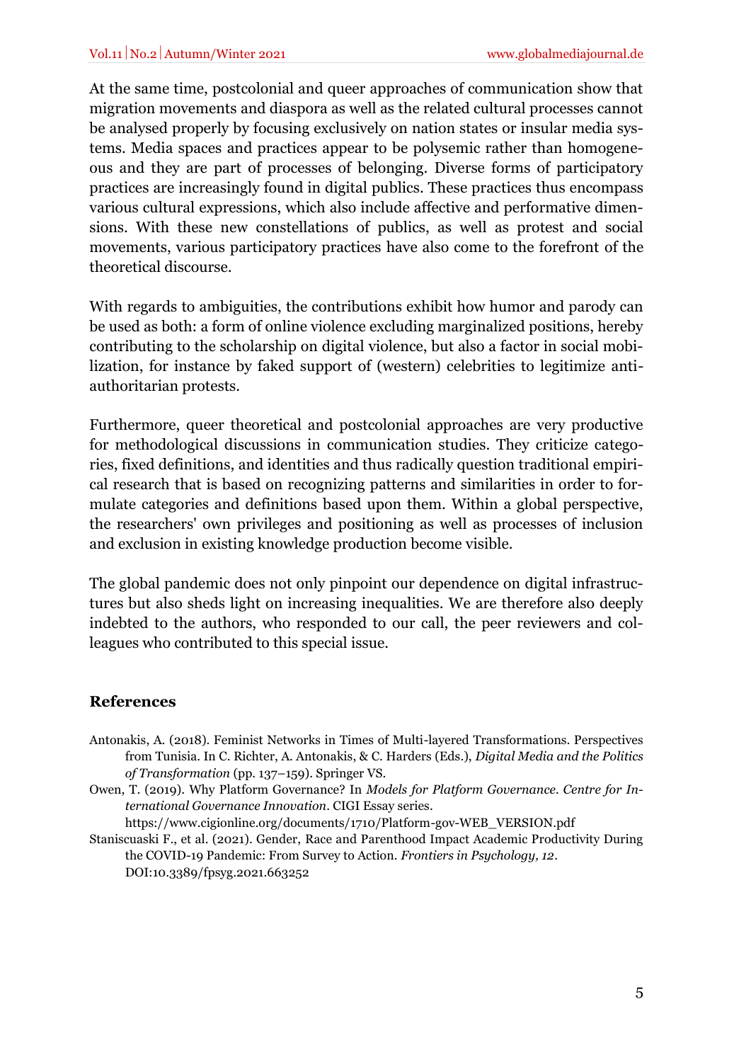At the same time, postcolonial and queer approaches of communication show that migration movements and diaspora as well as the related cultural processes cannot be analysed properly by focusing exclusively on nation states or insular media systems. Media spaces and practices appear to be polysemic rather than homogeneous and they are part of processes of belonging. Diverse forms of participatory practices are increasingly found in digital publics. These practices thus encompass various cultural expressions, which also include affective and performative dimensions. With these new constellations of publics, as well as protest and social movements, various participatory practices have also come to the forefront of the theoretical discourse.

With regards to ambiguities, the contributions exhibit how humor and parody can be used as both: a form of online violence excluding marginalized positions, hereby contributing to the scholarship on digital violence, but also a factor in social mobilization, for instance by faked support of (western) celebrities to legitimize anti-authoritarian protests.

Furthermore, queer theoretical and postcolonial approaches are very productive for methodological discussions in communication studies. They criticize categories, fixed definitions, and identities and thus radically question traditional empirical research that is based on recognizing patterns and similarities in order to formulate categories and definitions based upon them. Within a global perspective, the researchers' own privileges and positioning as well as processes of inclusion and exclusion in existing knowledge production become visible.

The global pandemic does not only pinpoint our dependence on digital infrastructures but also sheds light on increasing inequalities. We are therefore also deeply indebted to the authors, who responded to our call, the peer reviewers and colleagues who contributed to this special issue.

## References

Antonakis, A. (2018). Feminist Networks in Times of Multi-layered Transformations. Perspectives from Tunisia. In C. Richter, A. Antonakis, & C. Harders (Eds.), *Digital Media and the Politics of Transformation* (pp. 137–159). Springer VS.

Owen, T. (2019). Why Platform Governance? In *Models for Platform Governance. Centre for International Governance Innovation*. CIGI Essay series. https://www.cigionline.org/documents/1710/Platform-gov-WEB_VERSION.pdf

Staniscuaski F., et al. (2021). Gender, Race and Parenthood Impact Academic Productivity During the COVID-19 Pandemic: From Survey to Action. *Frontiers in Psychology, 12*. DOI:10.3389/fpsyg.2021.663252